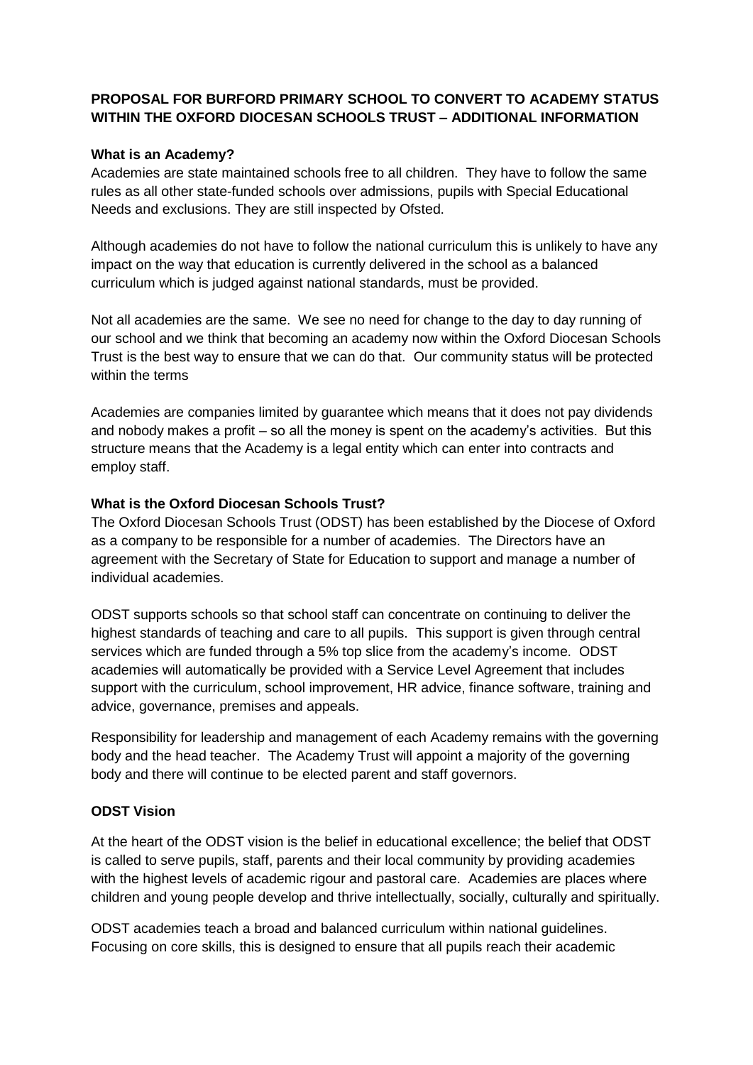**PROPOSAL FOR BURFORD PRIMARY SCHOOL TO CONVERT TO ACADEMY STATUS WITHIN THE OXFORD DIOCESAN SCHOOLS TRUST – ADDITIONAL INFORMATION**

**What is an Academy?**

Academies are state maintained schools free to all children. They have to follow the same rules as all other state-funded schools over admissions, pupils with Special Educational Needs and exclusions. They are still inspected by Ofsted.

Although academies do not have to follow the national curriculum this is unlikely to have any impact on the way that education is currently delivered in the school as a balanced curriculum which is judged against national standards, must be provided.

Not all academies are the same. We see no need for change to the day to day running of our school and we think that becoming an academy now within the Oxford Diocesan Schools Trust is the best way to ensure that we can do that. Our community status will be protected within the terms

Academies are companies limited by guarantee which means that it does not pay dividends and nobody makes a profit – so all the money is spent on the academy's activities. But this structure means that the Academy is a legal entity which can enter into contracts and employ staff.

**What is the Oxford Diocesan Schools Trust?**

The Oxford Diocesan Schools Trust (ODST) has been established by the Diocese of Oxford as a company to be responsible for a number of academies. The Directors have an agreement with the Secretary of State for Education to support and manage a number of individual academies.

ODST supports schools so that school staff can concentrate on continuing to deliver the highest standards of teaching and care to all pupils. This support is given through central services which are funded through a 5% top slice from the academy's income. ODST academies will automatically be provided with a Service Level Agreement that includes support with the curriculum, school improvement, HR advice, finance software, training and advice, governance, premises and appeals.

Responsibility for leadership and management of each Academy remains with the governing body and the head teacher. The Academy Trust will appoint a majority of the governing body and there will continue to be elected parent and staff governors.

**ODST Vision**

At the heart of the ODST vision is the belief in educational excellence; the belief that ODST is called to serve pupils, staff, parents and their local community by providing academies with the highest levels of academic rigour and pastoral care. Academies are places where children and young people develop and thrive intellectually, socially, culturally and spiritually.

ODST academies teach a broad and balanced curriculum within national guidelines. Focusing on core skills, this is designed to ensure that all pupils reach their academic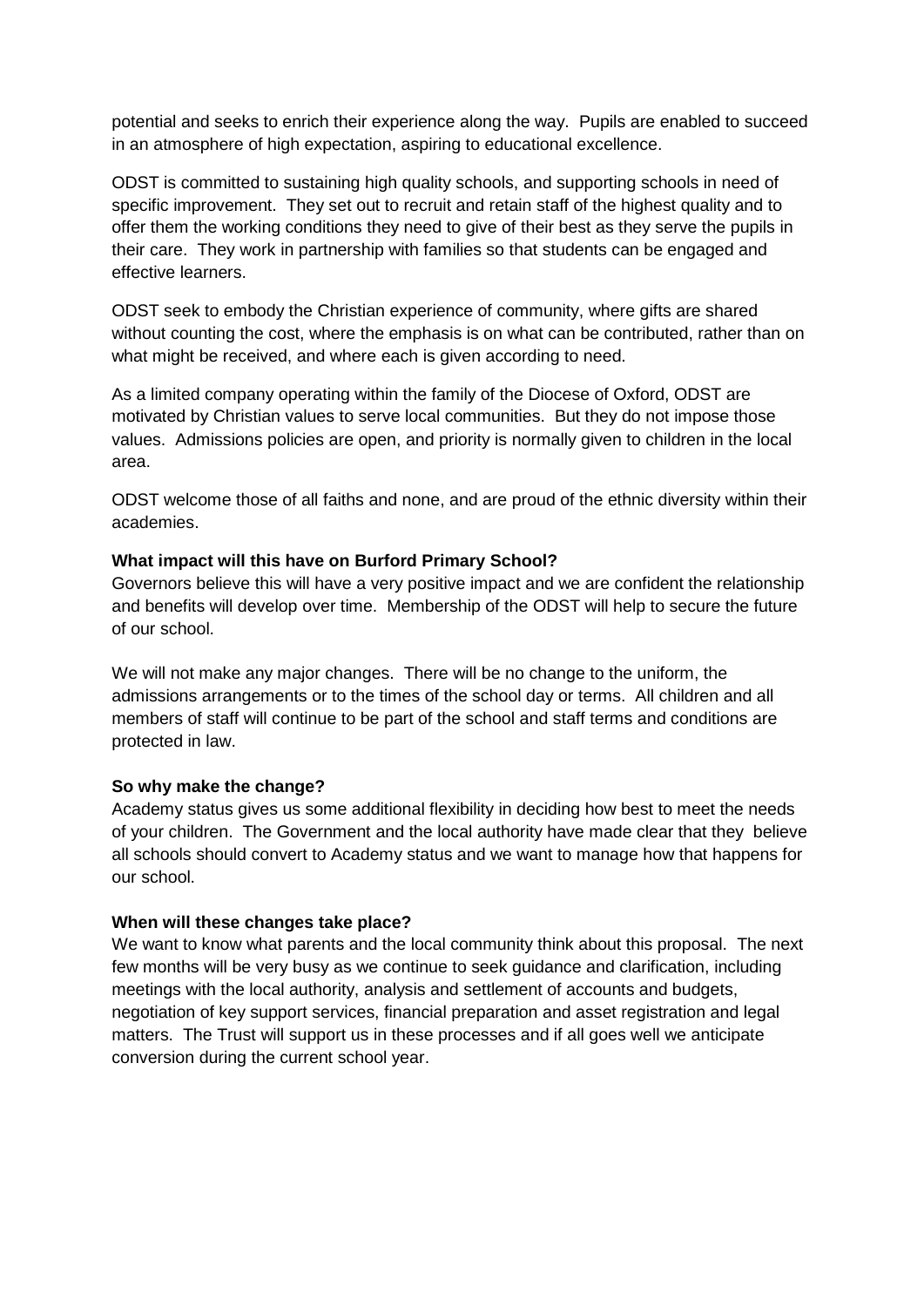potential and seeks to enrich their experience along the way. Pupils are enabled to succeed in an atmosphere of high expectation, aspiring to educational excellence.

ODST is committed to sustaining high quality schools, and supporting schools in need of specific improvement. They set out to recruit and retain staff of the highest quality and to offer them the working conditions they need to give of their best as they serve the pupils in their care. They work in partnership with families so that students can be engaged and effective learners.

ODST seek to embody the Christian experience of community, where gifts are shared without counting the cost, where the emphasis is on what can be contributed, rather than on what might be received, and where each is given according to need.

As a limited company operating within the family of the Diocese of Oxford, ODST are motivated by Christian values to serve local communities. But they do not impose those values. Admissions policies are open, and priority is normally given to children in the local area.

ODST welcome those of all faiths and none, and are proud of the ethnic diversity within their academies.

**What impact will this have on Burford Primary School?**

Governors believe this will have a very positive impact and we are confident the relationship and benefits will develop over time. Membership of the ODST will help to secure the future of our school.

We will not make any major changes. There will be no change to the uniform, the admissions arrangements or to the times of the school day or terms. All children and all members of staff will continue to be part of the school and staff terms and conditions are protected in law.

**So why make the change?**

Academy status gives us some additional flexibility in deciding how best to meet the needs of your children. The Government and the local authority have made clear that they believe all schools should convert to Academy status and we want to manage how that happens for our school.

**When will these changes take place?**

We want to know what parents and the local community think about this proposal. The next few months will be very busy as we continue to seek guidance and clarification, including meetings with the local authority, analysis and settlement of accounts and budgets, negotiation of key support services, financial preparation and asset registration and legal matters. The Trust will support us in these processes and if all goes well we anticipate conversion during the current school year.